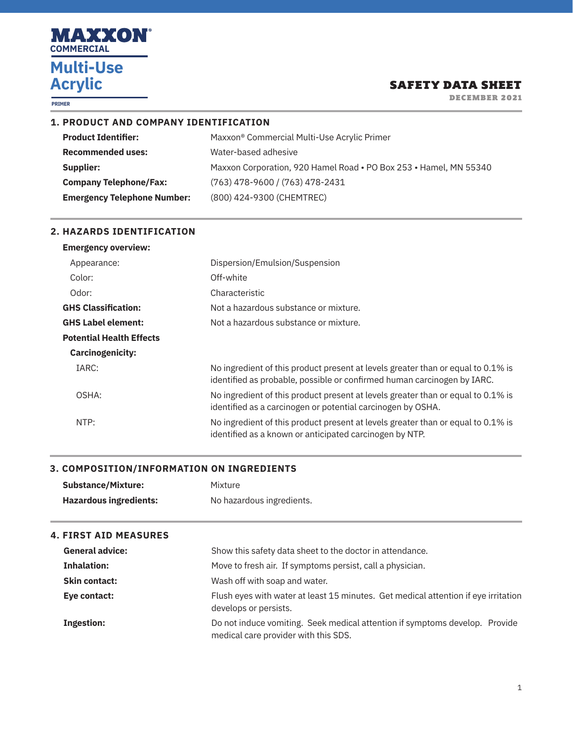**MAXXON®**
**COMMERCIAL**

# Multi-Use Acrylic

**PRIMER**

# SAFETY DATA SHEET

**DECEMBER 2021**

## 1. PRODUCT AND COMPANY IDENTIFICATION

| | |
|---|---|
| **Product Identifier:** | Maxxon® Commercial Multi-Use Acrylic Primer |
| **Recommended uses:** | Water-based adhesive |
| **Supplier:** | Maxxon Corporation, 920 Hamel Road • PO Box 253 • Hamel, MN 55340 |
| **Company Telephone/Fax:** | (763) 478-9600 / (763) 478-2431 |
| **Emergency Telephone Number:** | (800) 424-9300 (CHEMTREC) |

## 2. HAZARDS IDENTIFICATION

| | |
|---|---|
| **Emergency overview:** | |
| Appearance: | Dispersion/Emulsion/Suspension |
| Color: | Off-white |
| Odor: | Characteristic |
| **GHS Classification:** | Not a hazardous substance or mixture. |
| **GHS Label element:** | Not a hazardous substance or mixture. |
| **Potential Health Effects** | |
| **Carcinogenicity:** | |
| IARC: | No ingredient of this product present at levels greater than or equal to 0.1% is identified as probable, possible or confirmed human carcinogen by IARC. |
| OSHA: | No ingredient of this product present at levels greater than or equal to 0.1% is identified as a carcinogen or potential carcinogen by OSHA. |
| NTP: | No ingredient of this product present at levels greater than or equal to 0.1% is identified as a known or anticipated carcinogen by NTP. |

## 3. COMPOSITION/INFORMATION ON INGREDIENTS

| | |
|---|---|
| **Substance/Mixture:** | Mixture |
| **Hazardous ingredients:** | No hazardous ingredients. |

## 4. FIRST AID MEASURES

| | |
|---|---|
| **General advice:** | Show this safety data sheet to the doctor in attendance. |
| **Inhalation:** | Move to fresh air. If symptoms persist, call a physician. |
| **Skin contact:** | Wash off with soap and water. |
| **Eye contact:** | Flush eyes with water at least 15 minutes. Get medical attention if eye irritation develops or persists. |
| **Ingestion:** | Do not induce vomiting. Seek medical attention if symptoms develop. Provide medical care provider with this SDS. |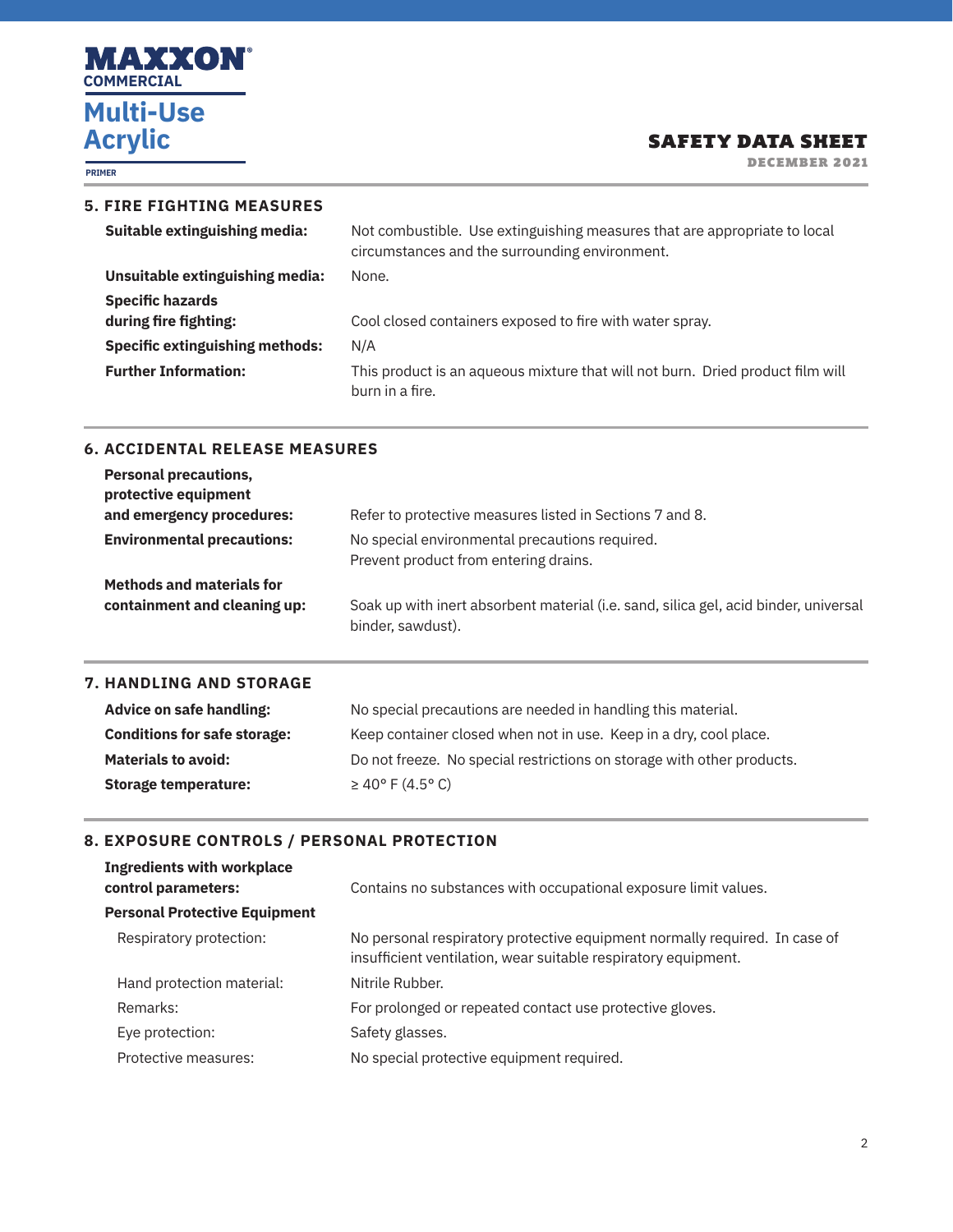## 5. FIRE FIGHTING MEASURES

**Suitable extinguishing media:** Not combustible. Use extinguishing measures that are appropriate to local circumstances and the surrounding environment.

**Unsuitable extinguishing media:** None.

**Specific hazards during fire fighting:** Cool closed containers exposed to fire with water spray.

**Specific extinguishing methods:** N/A

**Further Information:** This product is an aqueous mixture that will not burn. Dried product film will burn in a fire.

## 6. ACCIDENTAL RELEASE MEASURES

**Personal precautions, protective equipment and emergency procedures:** Refer to protective measures listed in Sections 7 and 8.

**Environmental precautions:** No special environmental precautions required.
Prevent product from entering drains.

**Methods and materials for containment and cleaning up:** Soak up with inert absorbent material (i.e. sand, silica gel, acid binder, universal binder, sawdust).

## 7. HANDLING AND STORAGE

**Advice on safe handling:** No special precautions are needed in handling this material.

**Conditions for safe storage:** Keep container closed when not in use. Keep in a dry, cool place.

**Materials to avoid:** Do not freeze. No special restrictions on storage with other products.

**Storage temperature:** ≥ 40° F (4.5° C)

## 8. EXPOSURE CONTROLS / PERSONAL PROTECTION

**Ingredients with workplace control parameters:** Contains no substances with occupational exposure limit values.

**Personal Protective Equipment**

Respiratory protection: No personal respiratory protective equipment normally required. In case of insufficient ventilation, wear suitable respiratory equipment.

Hand protection material: Nitrile Rubber.

Remarks: For prolonged or repeated contact use protective gloves.

Eye protection: Safety glasses.

Protective measures: No special protective equipment required.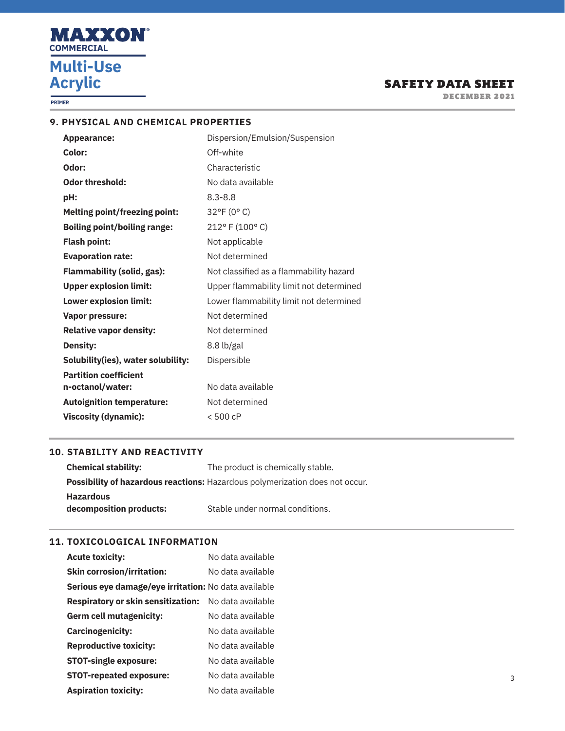## 9. PHYSICAL AND CHEMICAL PROPERTIES

| | |
|---|---|
| **Appearance:** | Dispersion/Emulsion/Suspension |
| **Color:** | Off-white |
| **Odor:** | Characteristic |
| **Odor threshold:** | No data available |
| **pH:** | 8.3-8.8 |
| **Melting point/freezing point:** | 32°F (0° C) |
| **Boiling point/boiling range:** | 212° F (100° C) |
| **Flash point:** | Not applicable |
| **Evaporation rate:** | Not determined |
| **Flammability (solid, gas):** | Not classified as a flammability hazard |
| **Upper explosion limit:** | Upper flammability limit not determined |
| **Lower explosion limit:** | Lower flammability limit not determined |
| **Vapor pressure:** | Not determined |
| **Relative vapor density:** | Not determined |
| **Density:** | 8.8 lb/gal |
| **Solubility(ies), water solubility:** | Dispersible |
| **Partition coefficient n-octanol/water:** | No data available |
| **Autoignition temperature:** | Not determined |
| **Viscosity (dynamic):** | < 500 cP |

## 10. STABILITY AND REACTIVITY

| | |
|---|---|
| **Chemical stability:** | The product is chemically stable. |
| **Possibility of hazardous reactions:** | Hazardous polymerization does not occur. |
| **Hazardous decomposition products:** | Stable under normal conditions. |

## 11. TOXICOLOGICAL INFORMATION

| | |
|---|---|
| **Acute toxicity:** | No data available |
| **Skin corrosion/irritation:** | No data available |
| **Serious eye damage/eye irritation:** | No data available |
| **Respiratory or skin sensitization:** | No data available |
| **Germ cell mutagenicity:** | No data available |
| **Carcinogenicity:** | No data available |
| **Reproductive toxicity:** | No data available |
| **STOT-single exposure:** | No data available |
| **STOT-repeated exposure:** | No data available |
| **Aspiration toxicity:** | No data available |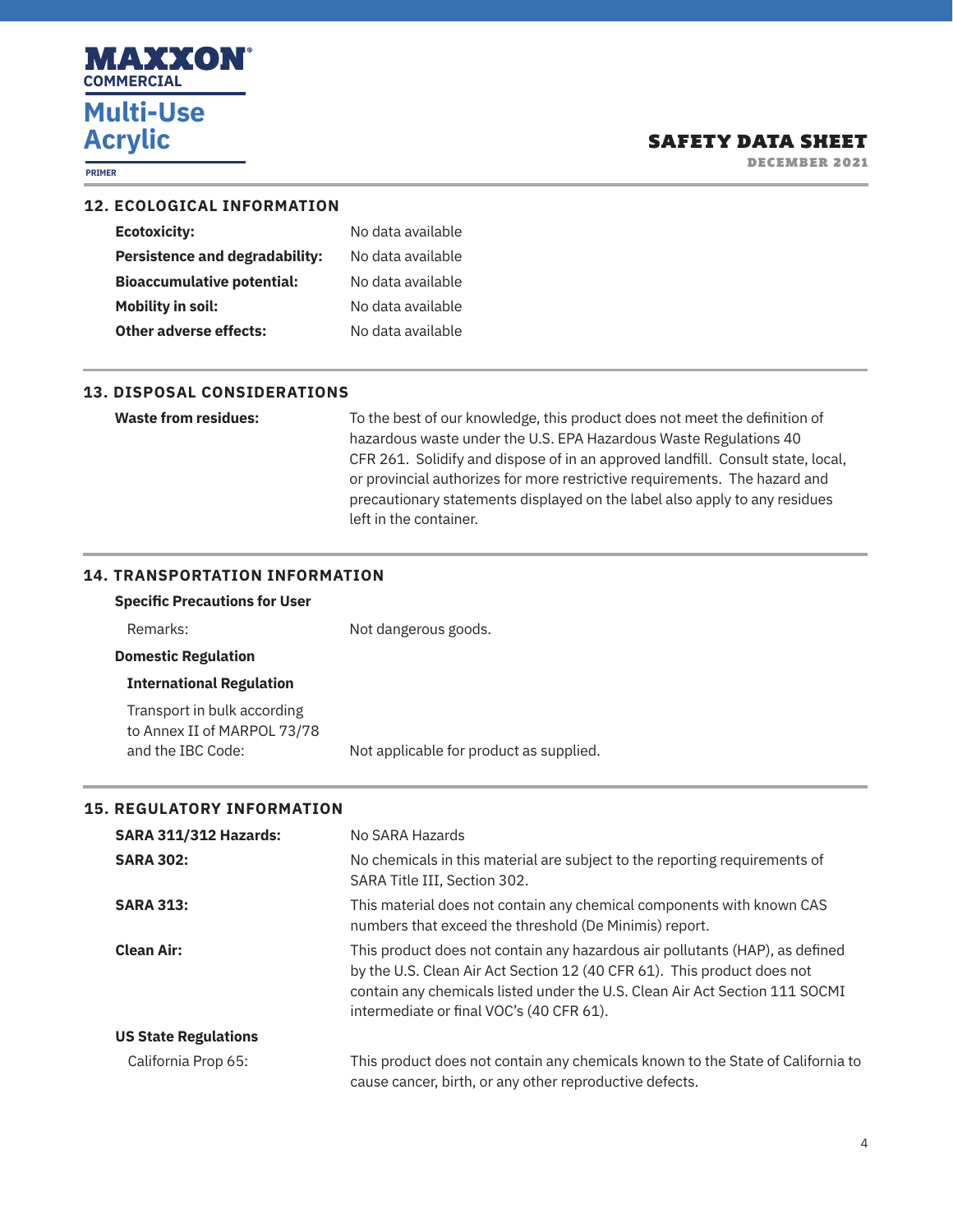## 12. ECOLOGICAL INFORMATION

**Ecotoxicity:** No data available

**Persistence and degradability:** No data available

**Bioaccumulative potential:** No data available

**Mobility in soil:** No data available

**Other adverse effects:** No data available

## 13. DISPOSAL CONSIDERATIONS

**Waste from residues:** To the best of our knowledge, this product does not meet the definition of hazardous waste under the U.S. EPA Hazardous Waste Regulations 40 CFR 261. Solidify and dispose of in an approved landfill. Consult state, local, or provincial authorizes for more restrictive requirements. The hazard and precautionary statements displayed on the label also apply to any residues left in the container.

## 14. TRANSPORTATION INFORMATION

**Specific Precautions for User**

Remarks: Not dangerous goods.

**Domestic Regulation**

**International Regulation**

Transport in bulk according to Annex II of MARPOL 73/78 and the IBC Code: Not applicable for product as supplied.

## 15. REGULATORY INFORMATION

**SARA 311/312 Hazards:** No SARA Hazards

**SARA 302:** No chemicals in this material are subject to the reporting requirements of SARA Title III, Section 302.

**SARA 313:** This material does not contain any chemical components with known CAS numbers that exceed the threshold (De Minimis) report.

**Clean Air:** This product does not contain any hazardous air pollutants (HAP), as defined by the U.S. Clean Air Act Section 12 (40 CFR 61). This product does not contain any chemicals listed under the U.S. Clean Air Act Section 111 SOCMI intermediate or final VOC's (40 CFR 61).

**US State Regulations**

California Prop 65: This product does not contain any chemicals known to the State of California to cause cancer, birth, or any other reproductive defects.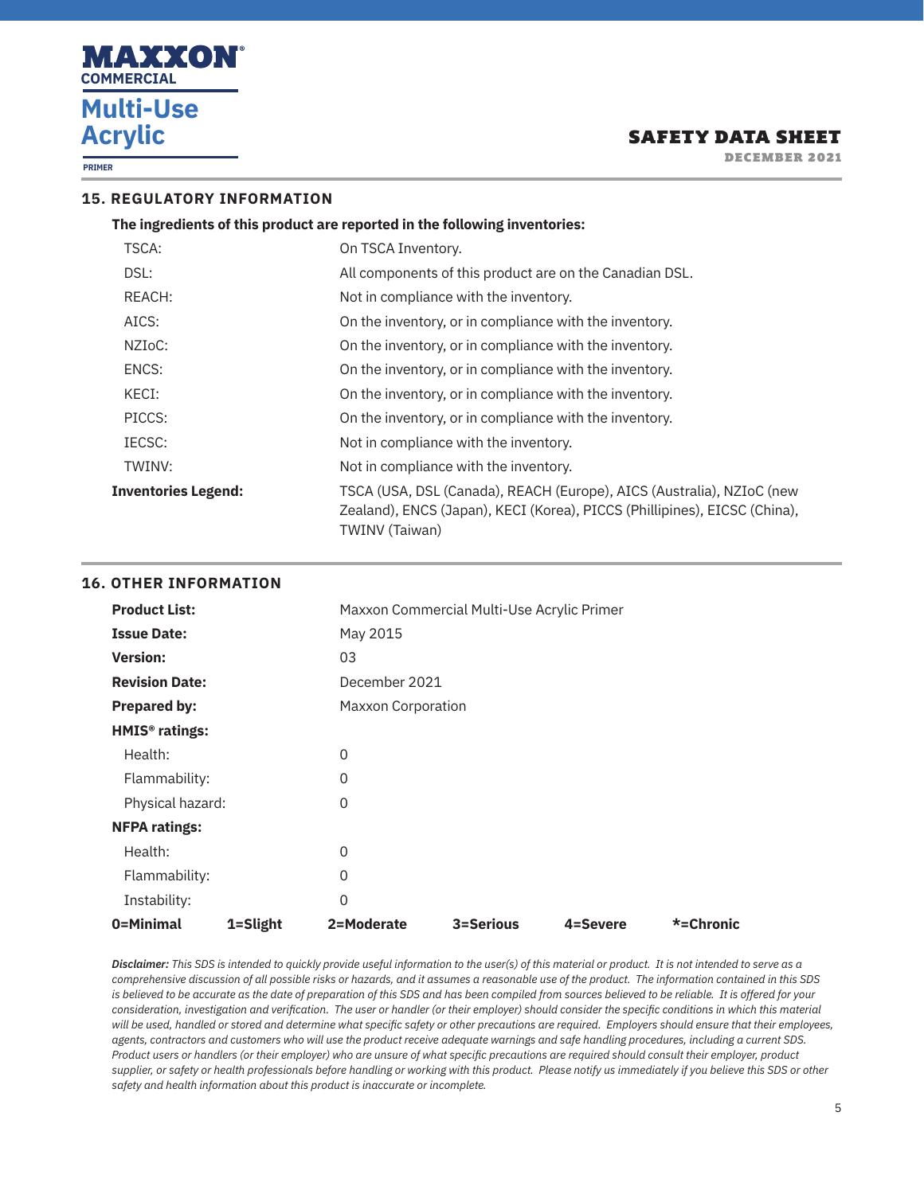## 15. REGULATORY INFORMATION

**The ingredients of this product are reported in the following inventories:**

| | |
|---|---|
| TSCA: | On TSCA Inventory. |
| DSL: | All components of this product are on the Canadian DSL. |
| REACH: | Not in compliance with the inventory. |
| AICS: | On the inventory, or in compliance with the inventory. |
| NZIoC: | On the inventory, or in compliance with the inventory. |
| ENCS: | On the inventory, or in compliance with the inventory. |
| KECI: | On the inventory, or in compliance with the inventory. |
| PICCS: | On the inventory, or in compliance with the inventory. |
| IECSC: | Not in compliance with the inventory. |
| TWINV: | Not in compliance with the inventory. |
| **Inventories Legend:** | TSCA (USA, DSL (Canada), REACH (Europe), AICS (Australia), NZIoC (new Zealand), ENCS (Japan), KECI (Korea), PICCS (Phillipines), EICSC (China), TWINV (Taiwan) |

## 16. OTHER INFORMATION

| | |
|---|---|
| **Product List:** | Maxxon Commercial Multi-Use Acrylic Primer |
| **Issue Date:** | May 2015 |
| **Version:** | 03 |
| **Revision Date:** | December 2021 |
| **Prepared by:** | Maxxon Corporation |
| **HMIS® ratings:** | |
| Health: | 0 |
| Flammability: | 0 |
| Physical hazard: | 0 |
| **NFPA ratings:** | |
| Health: | 0 |
| Flammability: | 0 |
| Instability: | 0 |

**0=Minimal** **1=Slight** **2=Moderate** **3=Serious** **4=Severe** ***=Chronic**

***Disclaimer:*** *This SDS is intended to quickly provide useful information to the user(s) of this material or product. It is not intended to serve as a comprehensive discussion of all possible risks or hazards, and it assumes a reasonable use of the product. The information contained in this SDS is believed to be accurate as the date of preparation of this SDS and has been compiled from sources believed to be reliable. It is offered for your consideration, investigation and verification. The user or handler (or their employer) should consider the specific conditions in which this material will be used, handled or stored and determine what specific safety or other precautions are required. Employers should ensure that their employees, agents, contractors and customers who will use the product receive adequate warnings and safe handling procedures, including a current SDS. Product users or handlers (or their employer) who are unsure of what specific precautions are required should consult their employer, product supplier, or safety or health professionals before handling or working with this product. Please notify us immediately if you believe this SDS or other safety and health information about this product is inaccurate or incomplete.*